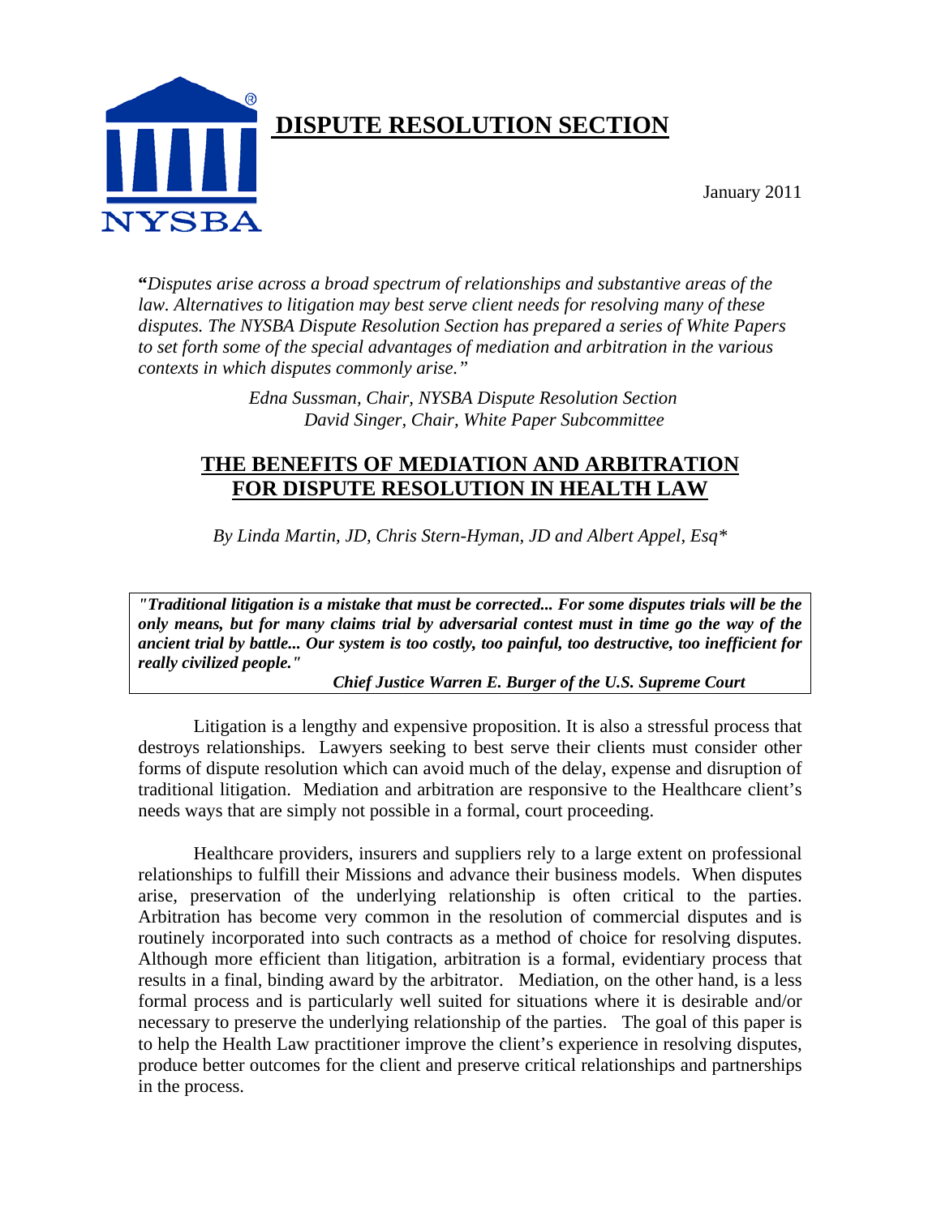# DISPUTE RESOLUTION SECTION

January 2011

"*Disputes arise across a broad spectrum of relationships and substantive areas of the law. Alternatives to litigation may best serve client needs for resolving many of these disputes. The NYSBA Dispute Resolution Section has prepared a series of White Papers to set forth some of the special advantages of mediation and arbitration in the various contexts in which disputes commonly arise."*

*Edna Sussman, Chair, NYSBA Dispute Resolution Section*
*David Singer, Chair, White Paper Subcommittee*

## THE BENEFITS OF MEDIATION AND ARBITRATION FOR DISPUTE RESOLUTION IN HEALTH LAW

*By Linda Martin, JD, Chris Stern-Hyman, JD and Albert Appel, Esq\**

> ***"Traditional litigation is a mistake that must be corrected... For some disputes trials will be the only means, but for many claims trial by adversarial contest must in time go the way of the ancient trial by battle... Our system is too costly, too painful, too destructive, too inefficient for really civilized people."***
>
> ***Chief Justice Warren E. Burger of the U.S. Supreme Court***

Litigation is a lengthy and expensive proposition. It is also a stressful process that destroys relationships. Lawyers seeking to best serve their clients must consider other forms of dispute resolution which can avoid much of the delay, expense and disruption of traditional litigation. Mediation and arbitration are responsive to the Healthcare client's needs ways that are simply not possible in a formal, court proceeding.

Healthcare providers, insurers and suppliers rely to a large extent on professional relationships to fulfill their Missions and advance their business models. When disputes arise, preservation of the underlying relationship is often critical to the parties. Arbitration has become very common in the resolution of commercial disputes and is routinely incorporated into such contracts as a method of choice for resolving disputes. Although more efficient than litigation, arbitration is a formal, evidentiary process that results in a final, binding award by the arbitrator. Mediation, on the other hand, is a less formal process and is particularly well suited for situations where it is desirable and/or necessary to preserve the underlying relationship of the parties. The goal of this paper is to help the Health Law practitioner improve the client's experience in resolving disputes, produce better outcomes for the client and preserve critical relationships and partnerships in the process.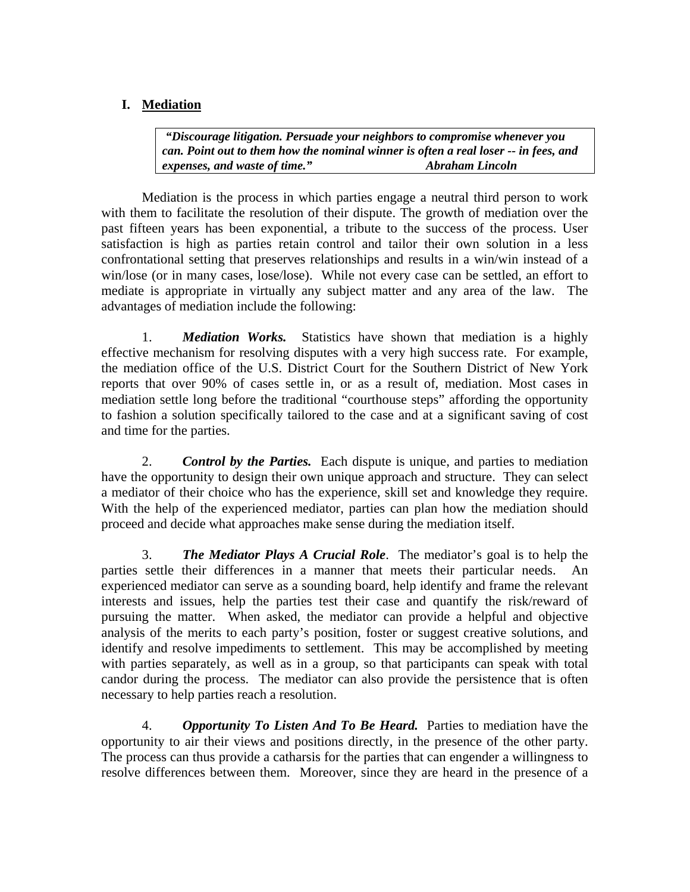## I. <u>Mediation</u>

> ***"Discourage litigation. Persuade your neighbors to compromise whenever you can. Point out to them how the nominal winner is often a real loser -- in fees, and expenses, and waste of time."*** ***Abraham Lincoln***

Mediation is the process in which parties engage a neutral third person to work with them to facilitate the resolution of their dispute. The growth of mediation over the past fifteen years has been exponential, a tribute to the success of the process. User satisfaction is high as parties retain control and tailor their own solution in a less confrontational setting that preserves relationships and results in a win/win instead of a win/lose (or in many cases, lose/lose). While not every case can be settled, an effort to mediate is appropriate in virtually any subject matter and any area of the law. The advantages of mediation include the following:

1. ***Mediation Works.*** Statistics have shown that mediation is a highly effective mechanism for resolving disputes with a very high success rate. For example, the mediation office of the U.S. District Court for the Southern District of New York reports that over 90% of cases settle in, or as a result of, mediation. Most cases in mediation settle long before the traditional "courthouse steps" affording the opportunity to fashion a solution specifically tailored to the case and at a significant saving of cost and time for the parties.

2. ***Control by the Parties.*** Each dispute is unique, and parties to mediation have the opportunity to design their own unique approach and structure. They can select a mediator of their choice who has the experience, skill set and knowledge they require. With the help of the experienced mediator, parties can plan how the mediation should proceed and decide what approaches make sense during the mediation itself.

3. ***The Mediator Plays A Crucial Role***. The mediator's goal is to help the parties settle their differences in a manner that meets their particular needs. An experienced mediator can serve as a sounding board, help identify and frame the relevant interests and issues, help the parties test their case and quantify the risk/reward of pursuing the matter. When asked, the mediator can provide a helpful and objective analysis of the merits to each party's position, foster or suggest creative solutions, and identify and resolve impediments to settlement. This may be accomplished by meeting with parties separately, as well as in a group, so that participants can speak with total candor during the process. The mediator can also provide the persistence that is often necessary to help parties reach a resolution.

4. ***Opportunity To Listen And To Be Heard.*** Parties to mediation have the opportunity to air their views and positions directly, in the presence of the other party. The process can thus provide a catharsis for the parties that can engender a willingness to resolve differences between them. Moreover, since they are heard in the presence of a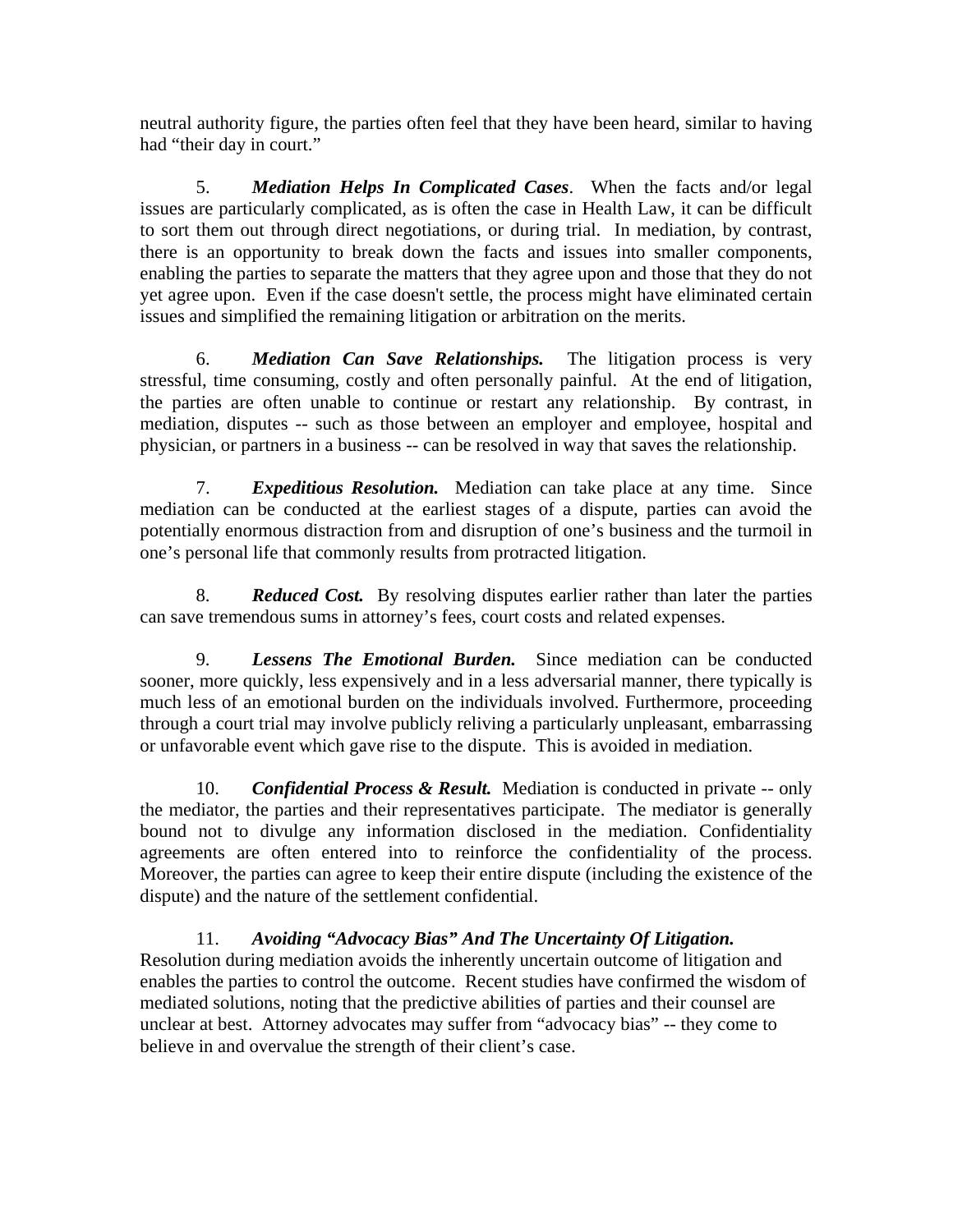neutral authority figure, the parties often feel that they have been heard, similar to having had "their day in court."

5. ***Mediation Helps In Complicated Cases***. When the facts and/or legal issues are particularly complicated, as is often the case in Health Law, it can be difficult to sort them out through direct negotiations, or during trial. In mediation, by contrast, there is an opportunity to break down the facts and issues into smaller components, enabling the parties to separate the matters that they agree upon and those that they do not yet agree upon. Even if the case doesn't settle, the process might have eliminated certain issues and simplified the remaining litigation or arbitration on the merits.

6. ***Mediation Can Save Relationships.*** The litigation process is very stressful, time consuming, costly and often personally painful. At the end of litigation, the parties are often unable to continue or restart any relationship. By contrast, in mediation, disputes -- such as those between an employer and employee, hospital and physician, or partners in a business -- can be resolved in way that saves the relationship.

7. ***Expeditious Resolution.*** Mediation can take place at any time. Since mediation can be conducted at the earliest stages of a dispute, parties can avoid the potentially enormous distraction from and disruption of one's business and the turmoil in one's personal life that commonly results from protracted litigation.

8. ***Reduced Cost.*** By resolving disputes earlier rather than later the parties can save tremendous sums in attorney's fees, court costs and related expenses.

9. ***Lessens The Emotional Burden.*** Since mediation can be conducted sooner, more quickly, less expensively and in a less adversarial manner, there typically is much less of an emotional burden on the individuals involved. Furthermore, proceeding through a court trial may involve publicly reliving a particularly unpleasant, embarrassing or unfavorable event which gave rise to the dispute. This is avoided in mediation.

10. ***Confidential Process & Result.*** Mediation is conducted in private -- only the mediator, the parties and their representatives participate. The mediator is generally bound not to divulge any information disclosed in the mediation. Confidentiality agreements are often entered into to reinforce the confidentiality of the process. Moreover, the parties can agree to keep their entire dispute (including the existence of the dispute) and the nature of the settlement confidential.

11. ***Avoiding "Advocacy Bias" And The Uncertainty Of Litigation.*** Resolution during mediation avoids the inherently uncertain outcome of litigation and enables the parties to control the outcome. Recent studies have confirmed the wisdom of mediated solutions, noting that the predictive abilities of parties and their counsel are unclear at best. Attorney advocates may suffer from "advocacy bias" -- they come to believe in and overvalue the strength of their client's case.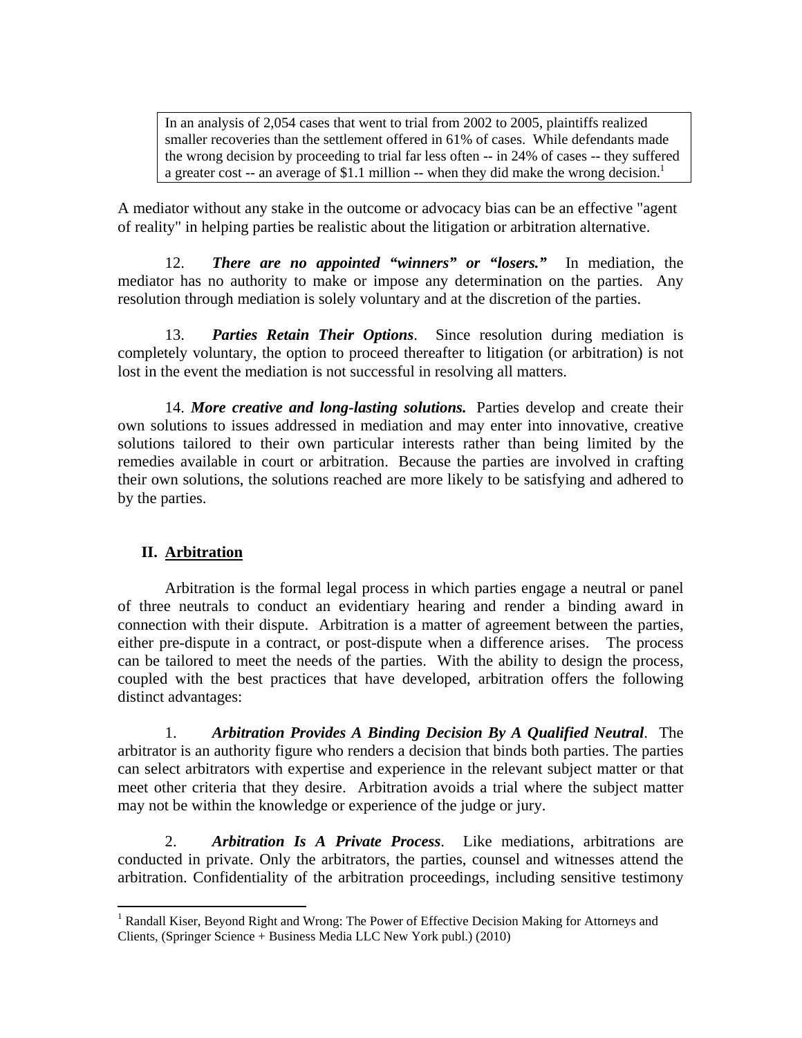> In an analysis of 2,054 cases that went to trial from 2002 to 2005, plaintiffs realized smaller recoveries than the settlement offered in 61% of cases. While defendants made the wrong decision by proceeding to trial far less often -- in 24% of cases -- they suffered a greater cost -- an average of $1.1 million -- when they did make the wrong decision.[1]

A mediator without any stake in the outcome or advocacy bias can be an effective "agent of reality" in helping parties be realistic about the litigation or arbitration alternative.

12. ***There are no appointed "winners" or "losers."*** In mediation, the mediator has no authority to make or impose any determination on the parties. Any resolution through mediation is solely voluntary and at the discretion of the parties.

13. ***Parties Retain Their Options***. Since resolution during mediation is completely voluntary, the option to proceed thereafter to litigation (or arbitration) is not lost in the event the mediation is not successful in resolving all matters.

14. ***More creative and long-lasting solutions.*** Parties develop and create their own solutions to issues addressed in mediation and may enter into innovative, creative solutions tailored to their own particular interests rather than being limited by the remedies available in court or arbitration. Because the parties are involved in crafting their own solutions, the solutions reached are more likely to be satisfying and adhered to by the parties.

## II. Arbitration

Arbitration is the formal legal process in which parties engage a neutral or panel of three neutrals to conduct an evidentiary hearing and render a binding award in connection with their dispute. Arbitration is a matter of agreement between the parties, either pre-dispute in a contract, or post-dispute when a difference arises. The process can be tailored to meet the needs of the parties. With the ability to design the process, coupled with the best practices that have developed, arbitration offers the following distinct advantages:

1. ***Arbitration Provides A Binding Decision By A Qualified Neutral***. The arbitrator is an authority figure who renders a decision that binds both parties. The parties can select arbitrators with expertise and experience in the relevant subject matter or that meet other criteria that they desire. Arbitration avoids a trial where the subject matter may not be within the knowledge or experience of the judge or jury.

2. ***Arbitration Is A Private Process***. Like mediations, arbitrations are conducted in private. Only the arbitrators, the parties, counsel and witnesses attend the arbitration. Confidentiality of the arbitration proceedings, including sensitive testimony

---

[1] Randall Kiser, Beyond Right and Wrong: The Power of Effective Decision Making for Attorneys and Clients, (Springer Science + Business Media LLC New York publ.) (2010)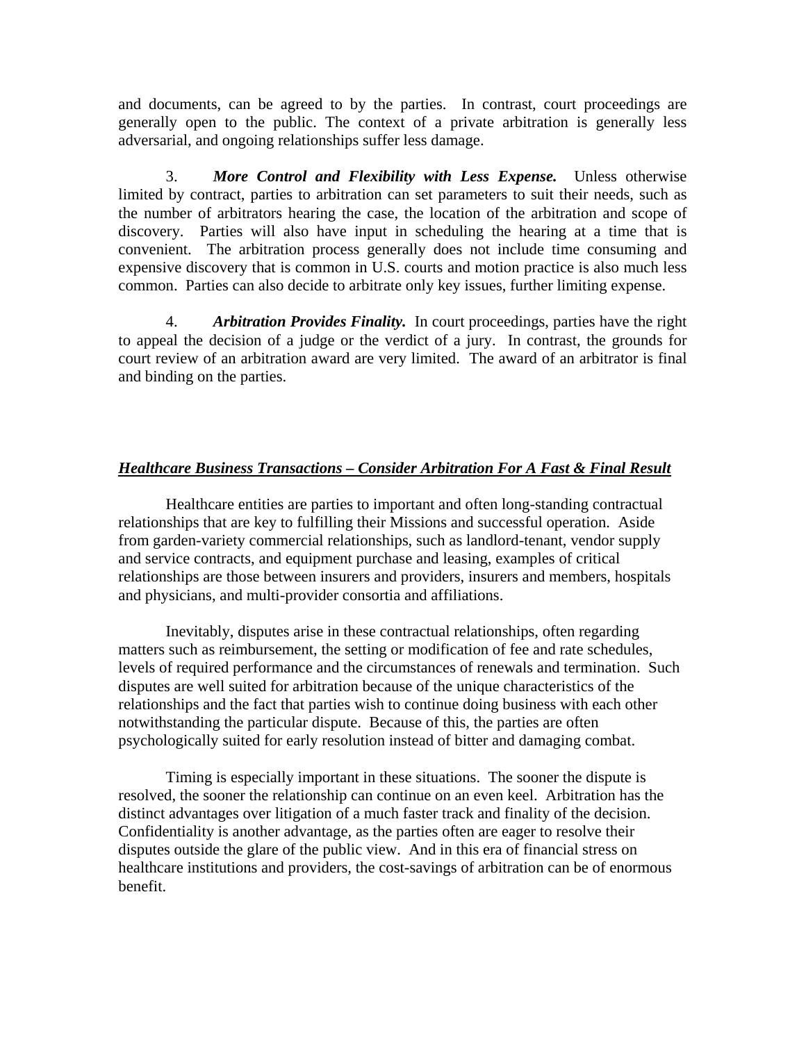and documents, can be agreed to by the parties. In contrast, court proceedings are generally open to the public. The context of a private arbitration is generally less adversarial, and ongoing relationships suffer less damage.

3. ***More Control and Flexibility with Less Expense.*** Unless otherwise limited by contract, parties to arbitration can set parameters to suit their needs, such as the number of arbitrators hearing the case, the location of the arbitration and scope of discovery. Parties will also have input in scheduling the hearing at a time that is convenient. The arbitration process generally does not include time consuming and expensive discovery that is common in U.S. courts and motion practice is also much less common. Parties can also decide to arbitrate only key issues, further limiting expense.

4. ***Arbitration Provides Finality.*** In court proceedings, parties have the right to appeal the decision of a judge or the verdict of a jury. In contrast, the grounds for court review of an arbitration award are very limited. The award of an arbitrator is final and binding on the parties.

## ***Healthcare Business Transactions – Consider Arbitration For A Fast & Final Result***

Healthcare entities are parties to important and often long-standing contractual relationships that are key to fulfilling their Missions and successful operation. Aside from garden-variety commercial relationships, such as landlord-tenant, vendor supply and service contracts, and equipment purchase and leasing, examples of critical relationships are those between insurers and providers, insurers and members, hospitals and physicians, and multi-provider consortia and affiliations.

Inevitably, disputes arise in these contractual relationships, often regarding matters such as reimbursement, the setting or modification of fee and rate schedules, levels of required performance and the circumstances of renewals and termination. Such disputes are well suited for arbitration because of the unique characteristics of the relationships and the fact that parties wish to continue doing business with each other notwithstanding the particular dispute. Because of this, the parties are often psychologically suited for early resolution instead of bitter and damaging combat.

Timing is especially important in these situations. The sooner the dispute is resolved, the sooner the relationship can continue on an even keel. Arbitration has the distinct advantages over litigation of a much faster track and finality of the decision. Confidentiality is another advantage, as the parties often are eager to resolve their disputes outside the glare of the public view. And in this era of financial stress on healthcare institutions and providers, the cost-savings of arbitration can be of enormous benefit.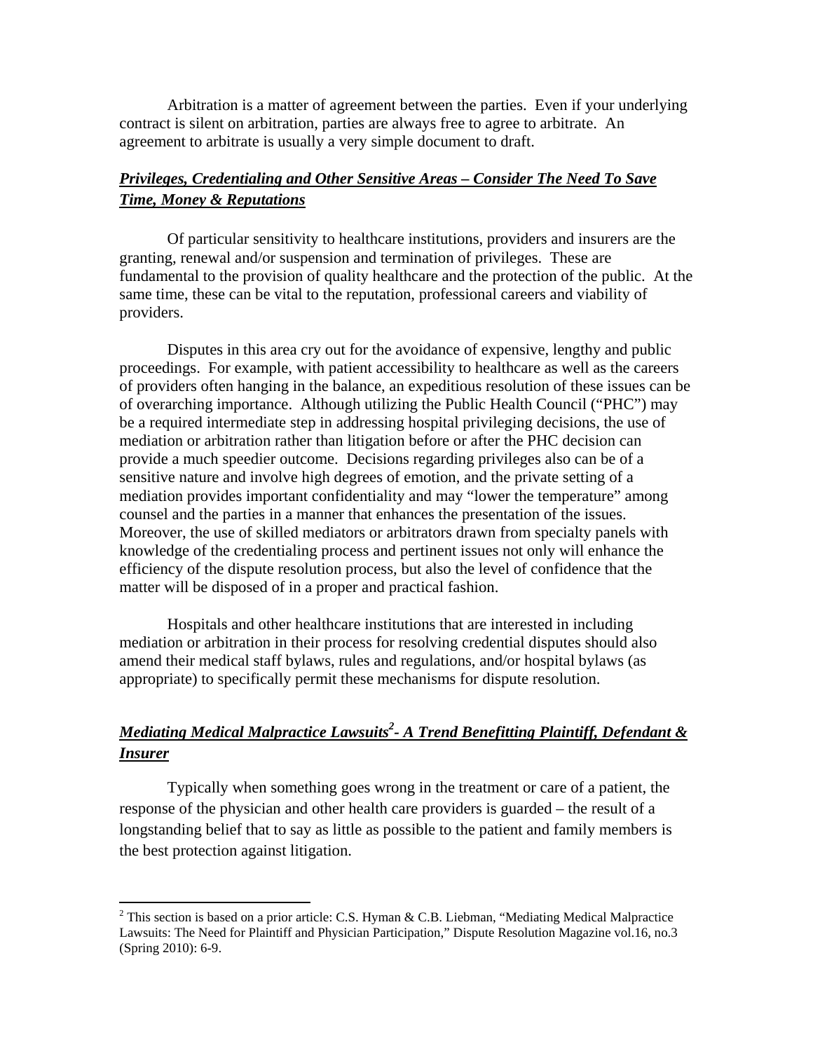Arbitration is a matter of agreement between the parties. Even if your underlying contract is silent on arbitration, parties are always free to agree to arbitrate. An agreement to arbitrate is usually a very simple document to draft.

***Privileges, Credentialing and Other Sensitive Areas – Consider The Need To Save Time, Money & Reputations***

Of particular sensitivity to healthcare institutions, providers and insurers are the granting, renewal and/or suspension and termination of privileges. These are fundamental to the provision of quality healthcare and the protection of the public. At the same time, these can be vital to the reputation, professional careers and viability of providers.

Disputes in this area cry out for the avoidance of expensive, lengthy and public proceedings. For example, with patient accessibility to healthcare as well as the careers of providers often hanging in the balance, an expeditious resolution of these issues can be of overarching importance. Although utilizing the Public Health Council ("PHC") may be a required intermediate step in addressing hospital privileging decisions, the use of mediation or arbitration rather than litigation before or after the PHC decision can provide a much speedier outcome. Decisions regarding privileges also can be of a sensitive nature and involve high degrees of emotion, and the private setting of a mediation provides important confidentiality and may "lower the temperature" among counsel and the parties in a manner that enhances the presentation of the issues. Moreover, the use of skilled mediators or arbitrators drawn from specialty panels with knowledge of the credentialing process and pertinent issues not only will enhance the efficiency of the dispute resolution process, but also the level of confidence that the matter will be disposed of in a proper and practical fashion.

Hospitals and other healthcare institutions that are interested in including mediation or arbitration in their process for resolving credential disputes should also amend their medical staff bylaws, rules and regulations, and/or hospital bylaws (as appropriate) to specifically permit these mechanisms for dispute resolution.

***Mediating Medical Malpractice Lawsuits[2]- A Trend Benefitting Plaintiff, Defendant & Insurer***

Typically when something goes wrong in the treatment or care of a patient, the response of the physician and other health care providers is guarded – the result of a longstanding belief that to say as little as possible to the patient and family members is the best protection against litigation.

---

[2] This section is based on a prior article: C.S. Hyman & C.B. Liebman, "Mediating Medical Malpractice Lawsuits: The Need for Plaintiff and Physician Participation," Dispute Resolution Magazine vol.16, no.3 (Spring 2010): 6-9.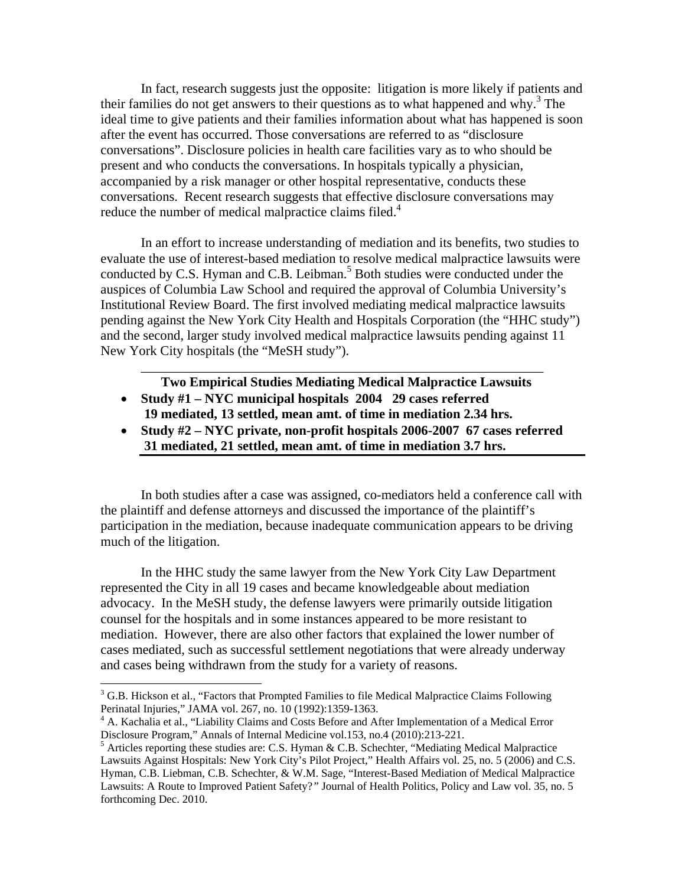In fact, research suggests just the opposite: litigation is more likely if patients and their families do not get answers to their questions as to what happened and why.[3] The ideal time to give patients and their families information about what has happened is soon after the event has occurred. Those conversations are referred to as "disclosure conversations". Disclosure policies in health care facilities vary as to who should be present and who conducts the conversations. In hospitals typically a physician, accompanied by a risk manager or other hospital representative, conducts these conversations. Recent research suggests that effective disclosure conversations may reduce the number of medical malpractice claims filed.[4]

In an effort to increase understanding of mediation and its benefits, two studies to evaluate the use of interest-based mediation to resolve medical malpractice lawsuits were conducted by C.S. Hyman and C.B. Leibman.[5] Both studies were conducted under the auspices of Columbia Law School and required the approval of Columbia University's Institutional Review Board. The first involved mediating medical malpractice lawsuits pending against the New York City Health and Hospitals Corporation (the "HHC study") and the second, larger study involved medical malpractice lawsuits pending against 11 New York City hospitals (the "MeSH study").

**Two Empirical Studies Mediating Medical Malpractice Lawsuits**

- **Study #1 – NYC municipal hospitals 2004 29 cases referred 19 mediated, 13 settled, mean amt. of time in mediation 2.34 hrs.**
- **Study #2 – NYC private, non-profit hospitals 2006-2007 67 cases referred 31 mediated, 21 settled, mean amt. of time in mediation 3.7 hrs.**

In both studies after a case was assigned, co-mediators held a conference call with the plaintiff and defense attorneys and discussed the importance of the plaintiff's participation in the mediation, because inadequate communication appears to be driving much of the litigation.

In the HHC study the same lawyer from the New York City Law Department represented the City in all 19 cases and became knowledgeable about mediation advocacy. In the MeSH study, the defense lawyers were primarily outside litigation counsel for the hospitals and in some instances appeared to be more resistant to mediation. However, there are also other factors that explained the lower number of cases mediated, such as successful settlement negotiations that were already underway and cases being withdrawn from the study for a variety of reasons.

---

[3] G.B. Hickson et al., "Factors that Prompted Families to file Medical Malpractice Claims Following Perinatal Injuries," JAMA vol. 267, no. 10 (1992):1359-1363.

[4] A. Kachalia et al., "Liability Claims and Costs Before and After Implementation of a Medical Error Disclosure Program," Annals of Internal Medicine vol.153, no.4 (2010):213-221.

[5] Articles reporting these studies are: C.S. Hyman & C.B. Schechter, "Mediating Medical Malpractice Lawsuits Against Hospitals: New York City's Pilot Project," Health Affairs vol. 25, no. 5 (2006) and C.S. Hyman, C.B. Liebman, C.B. Schechter, & W.M. Sage, "Interest-Based Mediation of Medical Malpractice Lawsuits: A Route to Improved Patient Safety?" Journal of Health Politics, Policy and Law vol. 35, no. 5 forthcoming Dec. 2010.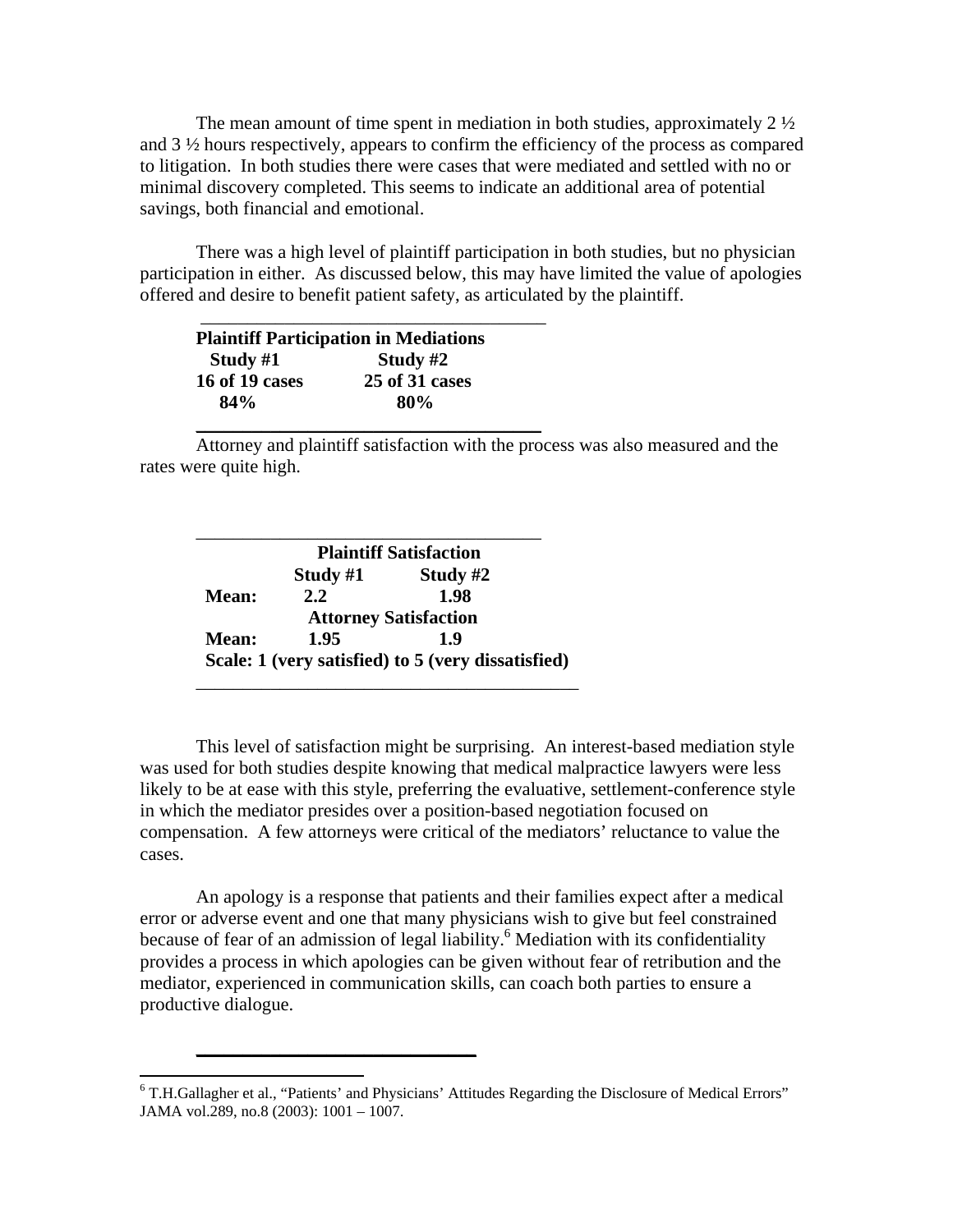The mean amount of time spent in mediation in both studies, approximately 2 ½ and 3 ½ hours respectively, appears to confirm the efficiency of the process as compared to litigation. In both studies there were cases that were mediated and settled with no or minimal discovery completed. This seems to indicate an additional area of potential savings, both financial and emotional.

There was a high level of plaintiff participation in both studies, but no physician participation in either. As discussed below, this may have limited the value of apologies offered and desire to benefit patient safety, as articulated by the plaintiff.

| Plaintiff Participation in Mediations | |
|---|---|
| **Study #1** | **Study #2** |
| **16 of 19 cases** | **25 of 31 cases** |
| **84%** | **80%** |

Attorney and plaintiff satisfaction with the process was also measured and the rates were quite high.

| | **Plaintiff Satisfaction** | |
|---|---|---|
| | **Study #1** | **Study #2** |
| **Mean:** | **2.2** | **1.98** |
| | **Attorney Satisfaction** | |
| **Mean:** | **1.95** | **1.9** |

**Scale: 1 (very satisfied) to 5 (very dissatisfied)**

This level of satisfaction might be surprising. An interest-based mediation style was used for both studies despite knowing that medical malpractice lawyers were less likely to be at ease with this style, preferring the evaluative, settlement-conference style in which the mediator presides over a position-based negotiation focused on compensation. A few attorneys were critical of the mediators' reluctance to value the cases.

An apology is a response that patients and their families expect after a medical error or adverse event and one that many physicians wish to give but feel constrained because of fear of an admission of legal liability.[6] Mediation with its confidentiality provides a process in which apologies can be given without fear of retribution and the mediator, experienced in communication skills, can coach both parties to ensure a productive dialogue.

---

[6] T.H.Gallagher et al., "Patients' and Physicians' Attitudes Regarding the Disclosure of Medical Errors" JAMA vol.289, no.8 (2003): 1001 – 1007.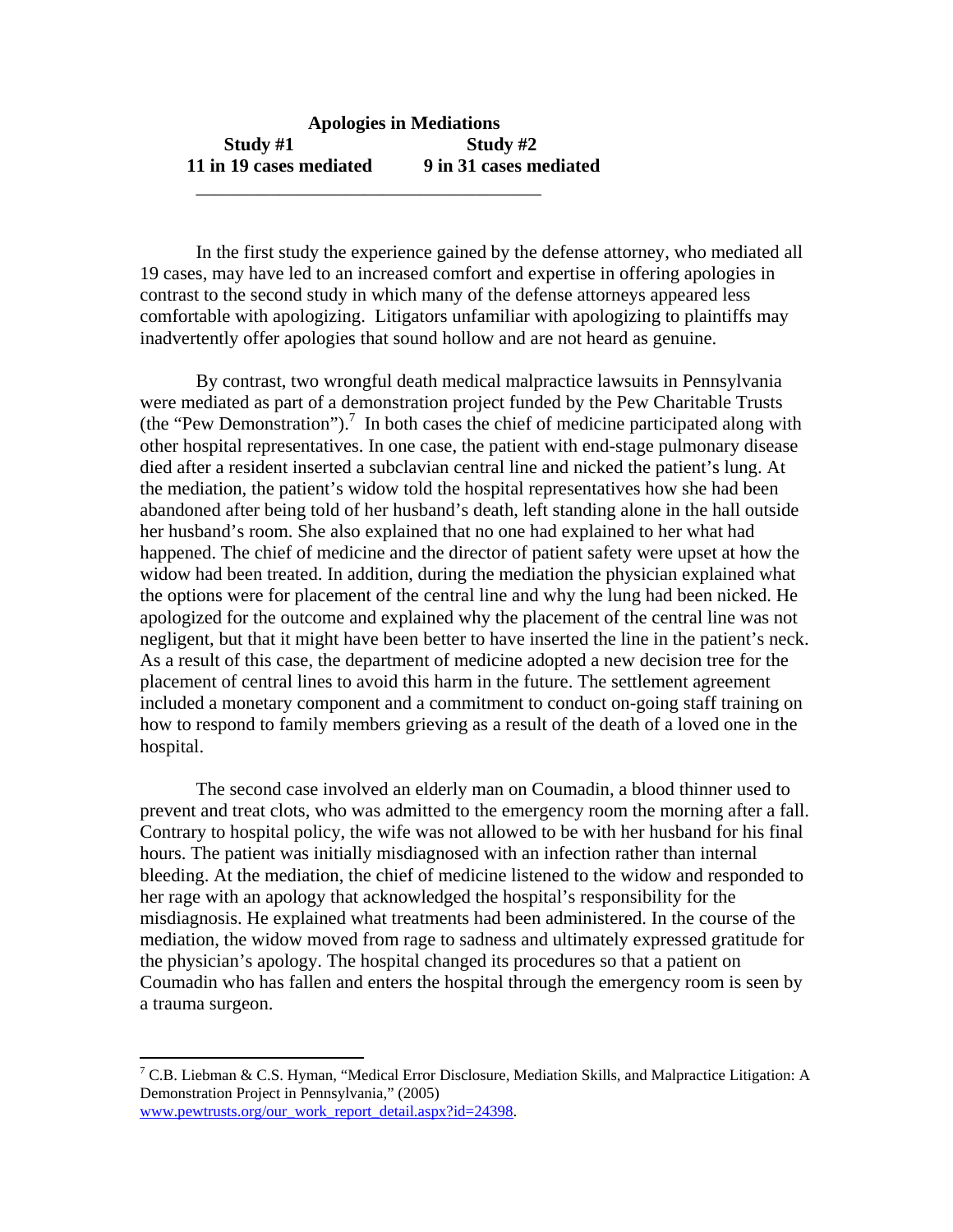**Apologies in Mediations**

| Study #1 | Study #2 |
| --- | --- |
| 11 in 19 cases mediated | 9 in 31 cases mediated |

In the first study the experience gained by the defense attorney, who mediated all 19 cases, may have led to an increased comfort and expertise in offering apologies in contrast to the second study in which many of the defense attorneys appeared less comfortable with apologizing. Litigators unfamiliar with apologizing to plaintiffs may inadvertently offer apologies that sound hollow and are not heard as genuine.

By contrast, two wrongful death medical malpractice lawsuits in Pennsylvania were mediated as part of a demonstration project funded by the Pew Charitable Trusts (the "Pew Demonstration").[7] In both cases the chief of medicine participated along with other hospital representatives. In one case, the patient with end-stage pulmonary disease died after a resident inserted a subclavian central line and nicked the patient's lung. At the mediation, the patient's widow told the hospital representatives how she had been abandoned after being told of her husband's death, left standing alone in the hall outside her husband's room. She also explained that no one had explained to her what had happened. The chief of medicine and the director of patient safety were upset at how the widow had been treated. In addition, during the mediation the physician explained what the options were for placement of the central line and why the lung had been nicked. He apologized for the outcome and explained why the placement of the central line was not negligent, but that it might have been better to have inserted the line in the patient's neck. As a result of this case, the department of medicine adopted a new decision tree for the placement of central lines to avoid this harm in the future. The settlement agreement included a monetary component and a commitment to conduct on-going staff training on how to respond to family members grieving as a result of the death of a loved one in the hospital.

The second case involved an elderly man on Coumadin, a blood thinner used to prevent and treat clots, who was admitted to the emergency room the morning after a fall. Contrary to hospital policy, the wife was not allowed to be with her husband for his final hours. The patient was initially misdiagnosed with an infection rather than internal bleeding. At the mediation, the chief of medicine listened to the widow and responded to her rage with an apology that acknowledged the hospital's responsibility for the misdiagnosis. He explained what treatments had been administered. In the course of the mediation, the widow moved from rage to sadness and ultimately expressed gratitude for the physician's apology. The hospital changed its procedures so that a patient on Coumadin who has fallen and enters the hospital through the emergency room is seen by a trauma surgeon.

---

[7] C.B. Liebman & C.S. Hyman, "Medical Error Disclosure, Mediation Skills, and Malpractice Litigation: A Demonstration Project in Pennsylvania," (2005) www.pewtrusts.org/our_work_report_detail.aspx?id=24398.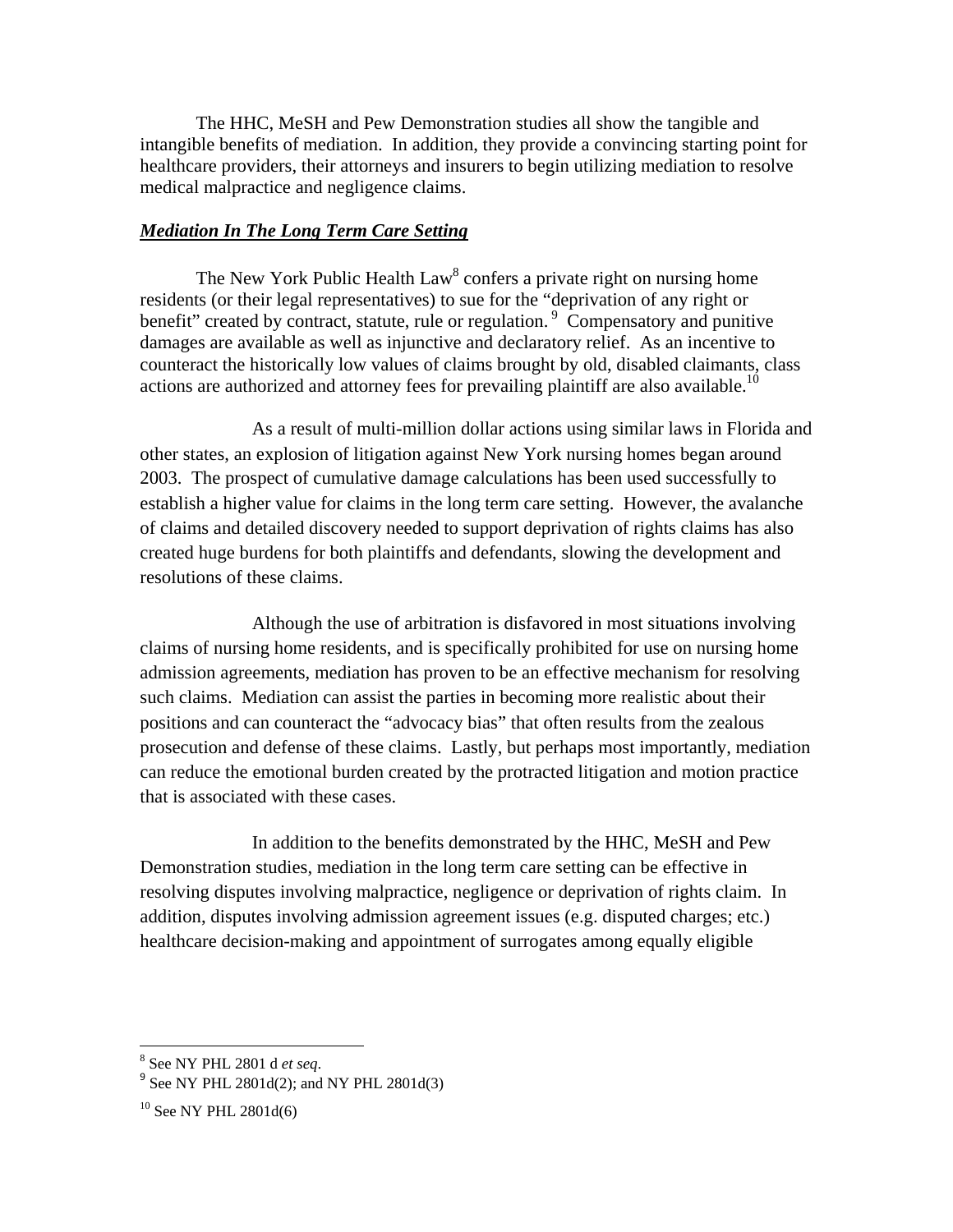The HHC, MeSH and Pew Demonstration studies all show the tangible and intangible benefits of mediation. In addition, they provide a convincing starting point for healthcare providers, their attorneys and insurers to begin utilizing mediation to resolve medical malpractice and negligence claims.

***Mediation In The Long Term Care Setting***

The New York Public Health Law[8] confers a private right on nursing home residents (or their legal representatives) to sue for the "deprivation of any right or benefit" created by contract, statute, rule or regulation.[9] Compensatory and punitive damages are available as well as injunctive and declaratory relief. As an incentive to counteract the historically low values of claims brought by old, disabled claimants, class actions are authorized and attorney fees for prevailing plaintiff are also available.[10]

As a result of multi-million dollar actions using similar laws in Florida and other states, an explosion of litigation against New York nursing homes began around 2003. The prospect of cumulative damage calculations has been used successfully to establish a higher value for claims in the long term care setting. However, the avalanche of claims and detailed discovery needed to support deprivation of rights claims has also created huge burdens for both plaintiffs and defendants, slowing the development and resolutions of these claims.

Although the use of arbitration is disfavored in most situations involving claims of nursing home residents, and is specifically prohibited for use on nursing home admission agreements, mediation has proven to be an effective mechanism for resolving such claims. Mediation can assist the parties in becoming more realistic about their positions and can counteract the "advocacy bias" that often results from the zealous prosecution and defense of these claims. Lastly, but perhaps most importantly, mediation can reduce the emotional burden created by the protracted litigation and motion practice that is associated with these cases.

In addition to the benefits demonstrated by the HHC, MeSH and Pew Demonstration studies, mediation in the long term care setting can be effective in resolving disputes involving malpractice, negligence or deprivation of rights claim. In addition, disputes involving admission agreement issues (e.g. disputed charges; etc.) healthcare decision-making and appointment of surrogates among equally eligible

---

[8] See NY PHL 2801 d *et seq*.

[9] See NY PHL 2801d(2); and NY PHL 2801d(3)

[10] See NY PHL 2801d(6)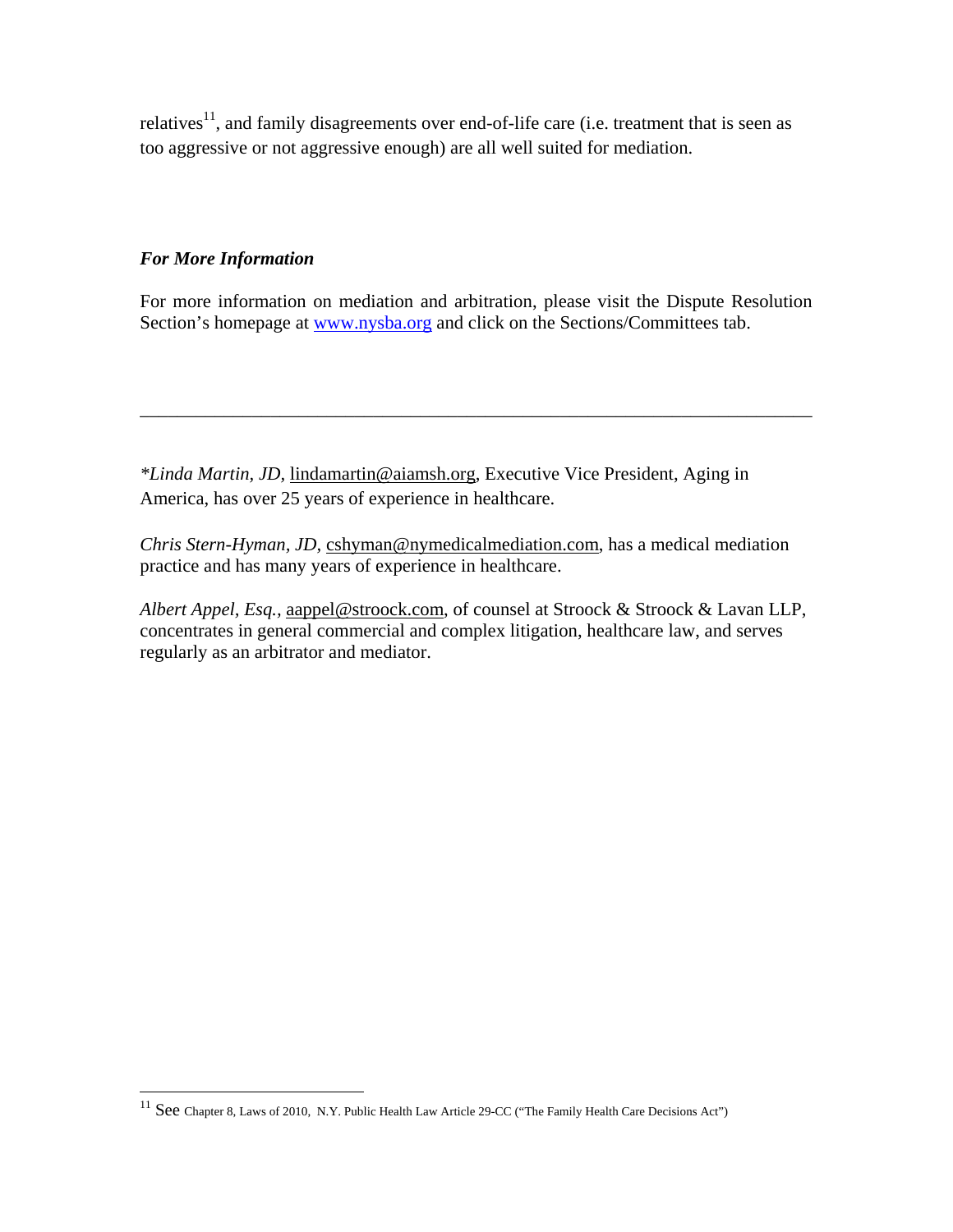relatives[11], and family disagreements over end-of-life care (i.e. treatment that is seen as too aggressive or not aggressive enough) are all well suited for mediation.

***For More Information***

For more information on mediation and arbitration, please visit the Dispute Resolution Section's homepage at [www.nysba.org](http://www.nysba.org) and click on the Sections/Committees tab.

---

*\*Linda Martin, JD,* lindamartin@aiamsh.org, Executive Vice President, Aging in America, has over 25 years of experience in healthcare.

*Chris Stern-Hyman, JD,* cshyman@nymedicalmediation.com, has a medical mediation practice and has many years of experience in healthcare.

*Albert Appel, Esq.,* aappel@stroock.com, of counsel at Stroock & Stroock & Lavan LLP, concentrates in general commercial and complex litigation, healthcare law, and serves regularly as an arbitrator and mediator.

---

[11] See Chapter 8, Laws of 2010, N.Y. Public Health Law Article 29-CC ("The Family Health Care Decisions Act")